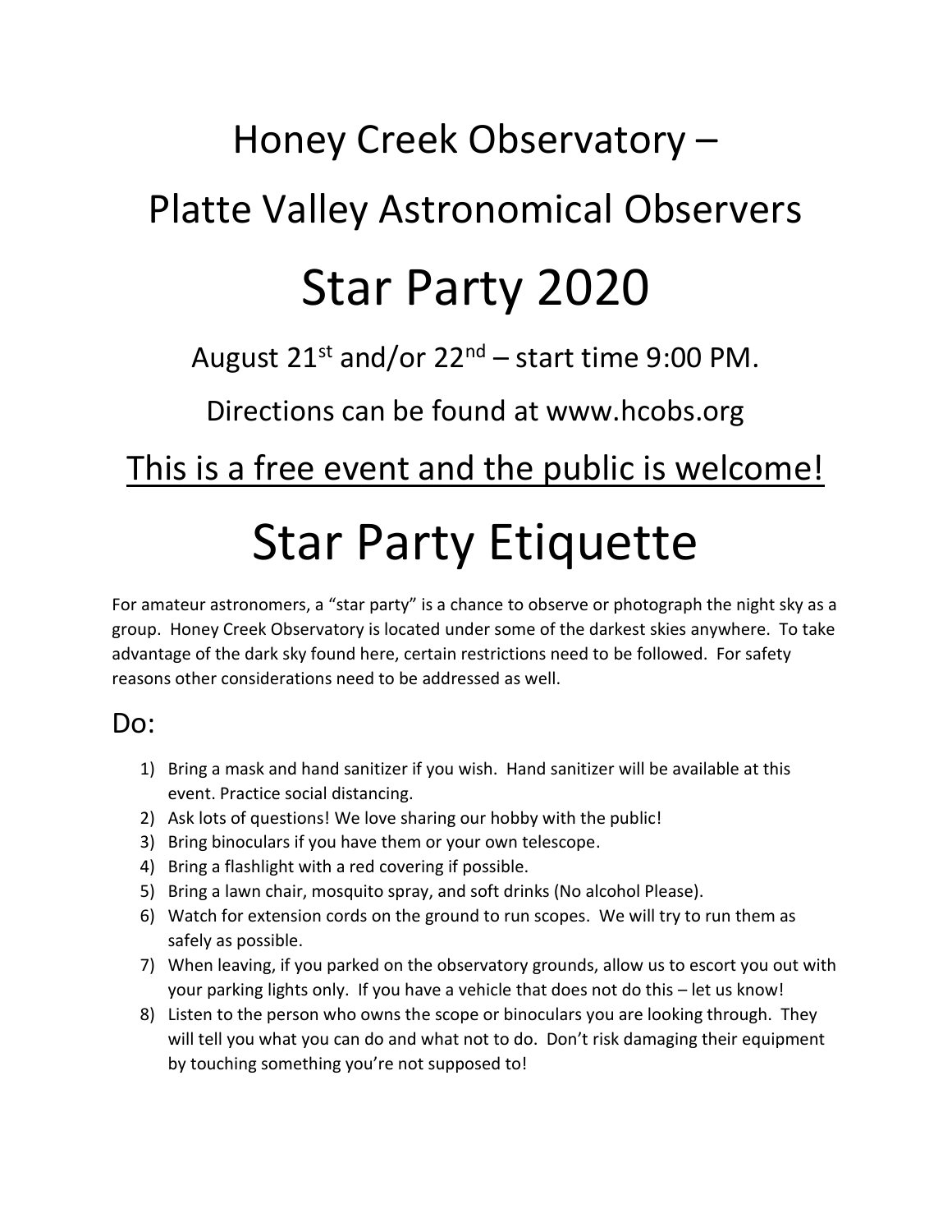# Honey Creek Observatory –

# Platte Valley Astronomical Observers

# Star Party 2020

August 21st and/or 22nd – start time 9:00 PM.

Directions can be found at www.hcobs.org

<u>This is a free event and the public is welcome!</u>

# Star Party Etiquette

For amateur astronomers, a "star party" is a chance to observe or photograph the night sky as a group. Honey Creek Observatory is located under some of the darkest skies anywhere. To take advantage of the dark sky found here, certain restrictions need to be followed. For safety reasons other considerations need to be addressed as well.

## Do:

1) Bring a mask and hand sanitizer if you wish. Hand sanitizer will be available at this event. Practice social distancing.
2) Ask lots of questions! We love sharing our hobby with the public!
3) Bring binoculars if you have them or your own telescope.
4) Bring a flashlight with a red covering if possible.
5) Bring a lawn chair, mosquito spray, and soft drinks (No alcohol Please).
6) Watch for extension cords on the ground to run scopes. We will try to run them as safely as possible.
7) When leaving, if you parked on the observatory grounds, allow us to escort you out with your parking lights only. If you have a vehicle that does not do this – let us know!
8) Listen to the person who owns the scope or binoculars you are looking through. They will tell you what you can do and what not to do. Don't risk damaging their equipment by touching something you're not supposed to!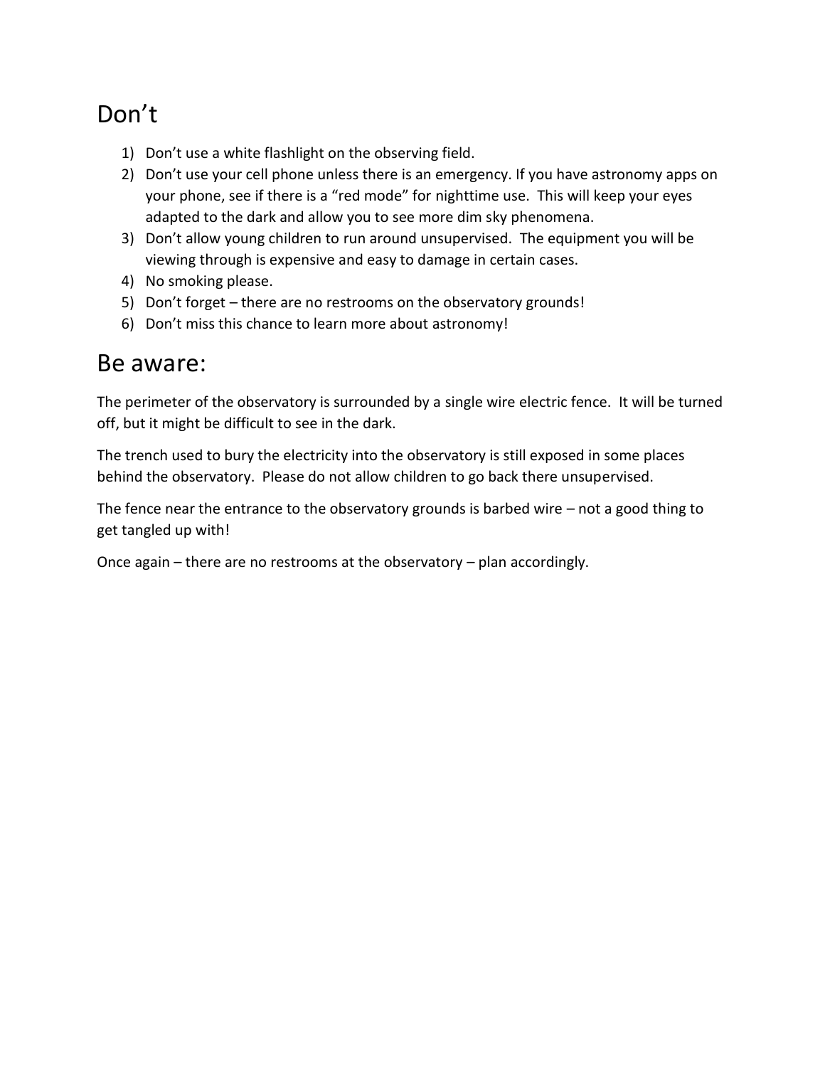## Don't

1) Don't use a white flashlight on the observing field.
2) Don't use your cell phone unless there is an emergency. If you have astronomy apps on your phone, see if there is a "red mode" for nighttime use. This will keep your eyes adapted to the dark and allow you to see more dim sky phenomena.
3) Don't allow young children to run around unsupervised. The equipment you will be viewing through is expensive and easy to damage in certain cases.
4) No smoking please.
5) Don't forget – there are no restrooms on the observatory grounds!
6) Don't miss this chance to learn more about astronomy!

## Be aware:

The perimeter of the observatory is surrounded by a single wire electric fence. It will be turned off, but it might be difficult to see in the dark.

The trench used to bury the electricity into the observatory is still exposed in some places behind the observatory. Please do not allow children to go back there unsupervised.

The fence near the entrance to the observatory grounds is barbed wire – not a good thing to get tangled up with!

Once again – there are no restrooms at the observatory – plan accordingly.